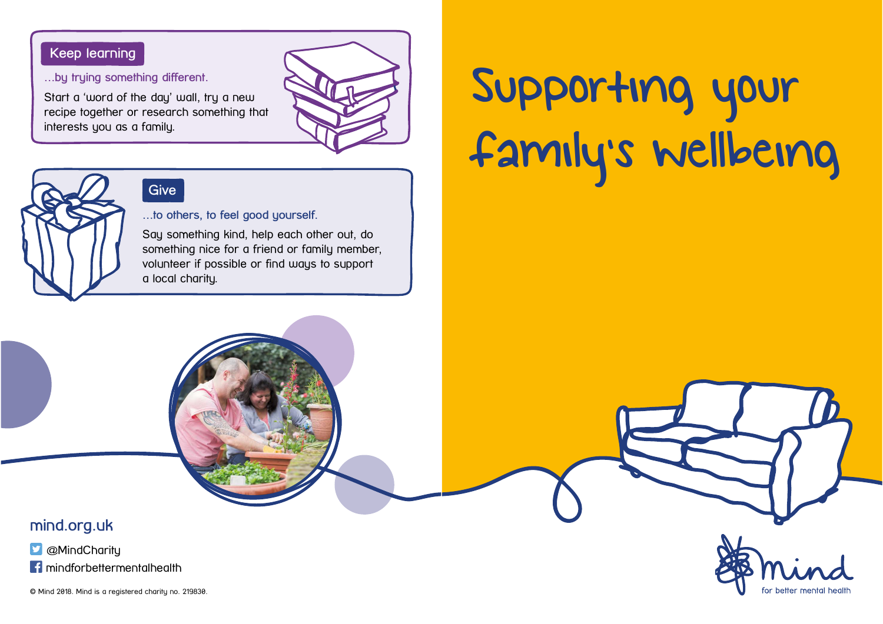## Keep learning

...by trying something different.

Start a 'word of the day' wall, try a new recipe together or research something that interests you as a family.

## Give

...to others, to feel good yourself.

Say something kind, help each other out, do something nice for a friend or family member, volunteer if possible or find ways to support a local charity.

mind.org.uk

@MindCharity

mindforbettermentalhealth

© Mind 2018. Mind is a registered charity no. 219830.

# Supporting your family's wellbeing

mind

for better mental health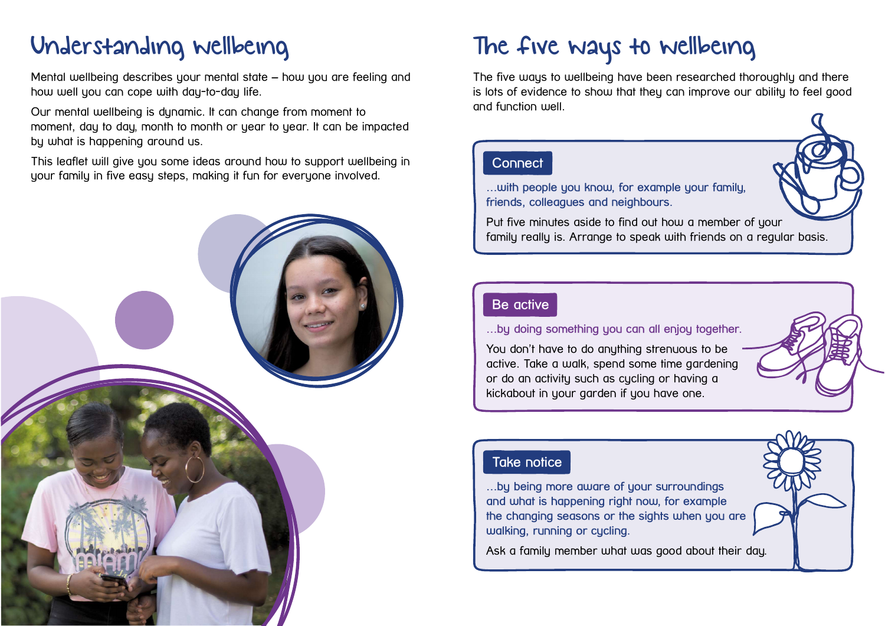# Understanding wellbeing

Mental wellbeing describes your mental state – how you are feeling and how well you can cope with day-to-day life.

Our mental wellbeing is dynamic. It can change from moment to moment, day to day, month to month or year to year. It can be impacted by what is happening around us.

This leaflet will give you some ideas around how to support wellbeing in your family in five easy steps, making it fun for everyone involved.

# The five ways to wellbeing

The five ways to wellbeing have been researched thoroughly and there is lots of evidence to show that they can improve our ability to feel good and function well.

## Connect

...with people you know, for example your family, friends, colleagues and neighbours.

Put five minutes aside to find out how a member of your family really is. Arrange to speak with friends on a regular basis.

## Be active

...by doing something you can all enjoy together.

You don't have to do anything strenuous to be active. Take a walk, spend some time gardening or do an activity such as cycling or having a kickabout in your garden if you have one.

## Take notice

...by being more aware of your surroundings and what is happening right now, for example the changing seasons or the sights when you are walking, running or cycling.

Ask a family member what was good about their day.